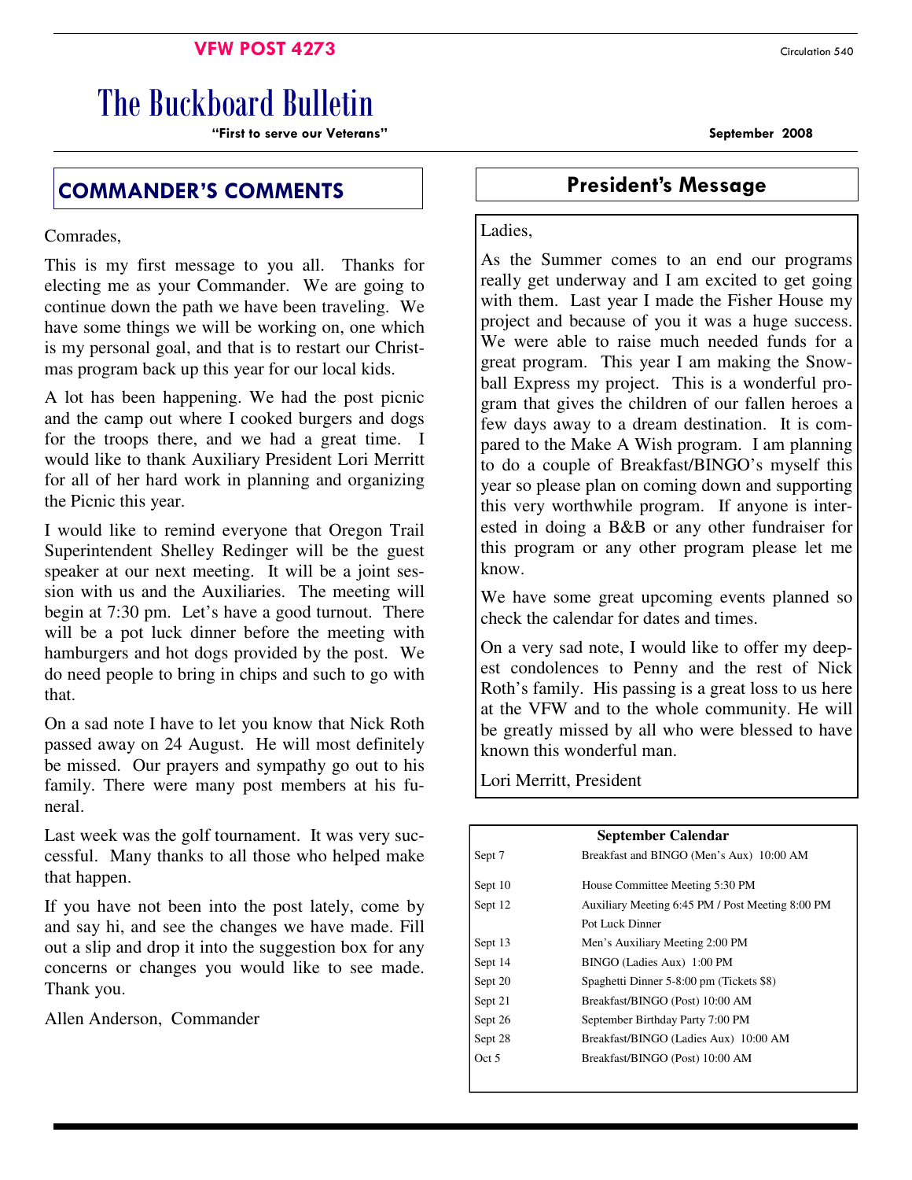**VFW POST 4273**

Circulation 540

# The Buckboard Bulletin

**"First to serve our Veterans"**

**September 2008**

## COMMANDER'S COMMENTS

Comrades,

This is my first message to you all. Thanks for electing me as your Commander. We are going to continue down the path we have been traveling. We have some things we will be working on, one which is my personal goal, and that is to restart our Christmas program back up this year for our local kids.

A lot has been happening. We had the post picnic and the camp out where I cooked burgers and dogs for the troops there, and we had a great time. I would like to thank Auxiliary President Lori Merritt for all of her hard work in planning and organizing the Picnic this year.

I would like to remind everyone that Oregon Trail Superintendent Shelley Redinger will be the guest speaker at our next meeting. It will be a joint session with us and the Auxiliaries. The meeting will begin at 7:30 pm. Let's have a good turnout. There will be a pot luck dinner before the meeting with hamburgers and hot dogs provided by the post. We do need people to bring in chips and such to go with that.

On a sad note I have to let you know that Nick Roth passed away on 24 August. He will most definitely be missed. Our prayers and sympathy go out to his family. There were many post members at his funeral.

Last week was the golf tournament. It was very successful. Many thanks to all those who helped make that happen.

If you have not been into the post lately, come by and say hi, and see the changes we have made. Fill out a slip and drop it into the suggestion box for any concerns or changes you would like to see made. Thank you.

Allen Anderson, Commander

## President's Message

Ladies,

As the Summer comes to an end our programs really get underway and I am excited to get going with them. Last year I made the Fisher House my project and because of you it was a huge success. We were able to raise much needed funds for a great program. This year I am making the Snowball Express my project. This is a wonderful program that gives the children of our fallen heroes a few days away to a dream destination. It is compared to the Make A Wish program. I am planning to do a couple of Breakfast/BINGO's myself this year so please plan on coming down and supporting this very worthwhile program. If anyone is interested in doing a B&B or any other fundraiser for this program or any other program please let me know.

We have some great upcoming events planned so check the calendar for dates and times.

On a very sad note, I would like to offer my deepest condolences to Penny and the rest of Nick Roth's family. His passing is a great loss to us here at the VFW and to the whole community. He will be greatly missed by all who were blessed to have known this wonderful man.

Lori Merritt, President

**September Calendar**

| Date | Event |
|---|---|
| Sept 7 | Breakfast and BINGO (Men's Aux) 10:00 AM |
| Sept 10 | House Committee Meeting 5:30 PM |
| Sept 12 | Auxiliary Meeting 6:45 PM / Post Meeting 8:00 PM |
| | Pot Luck Dinner |
| Sept 13 | Men's Auxiliary Meeting 2:00 PM |
| Sept 14 | BINGO (Ladies Aux) 1:00 PM |
| Sept 20 | Spaghetti Dinner 5-8:00 pm (Tickets $8) |
| Sept 21 | Breakfast/BINGO (Post) 10:00 AM |
| Sept 26 | September Birthday Party 7:00 PM |
| Sept 28 | Breakfast/BINGO (Ladies Aux) 10:00 AM |
| Oct 5 | Breakfast/BINGO (Post) 10:00 AM |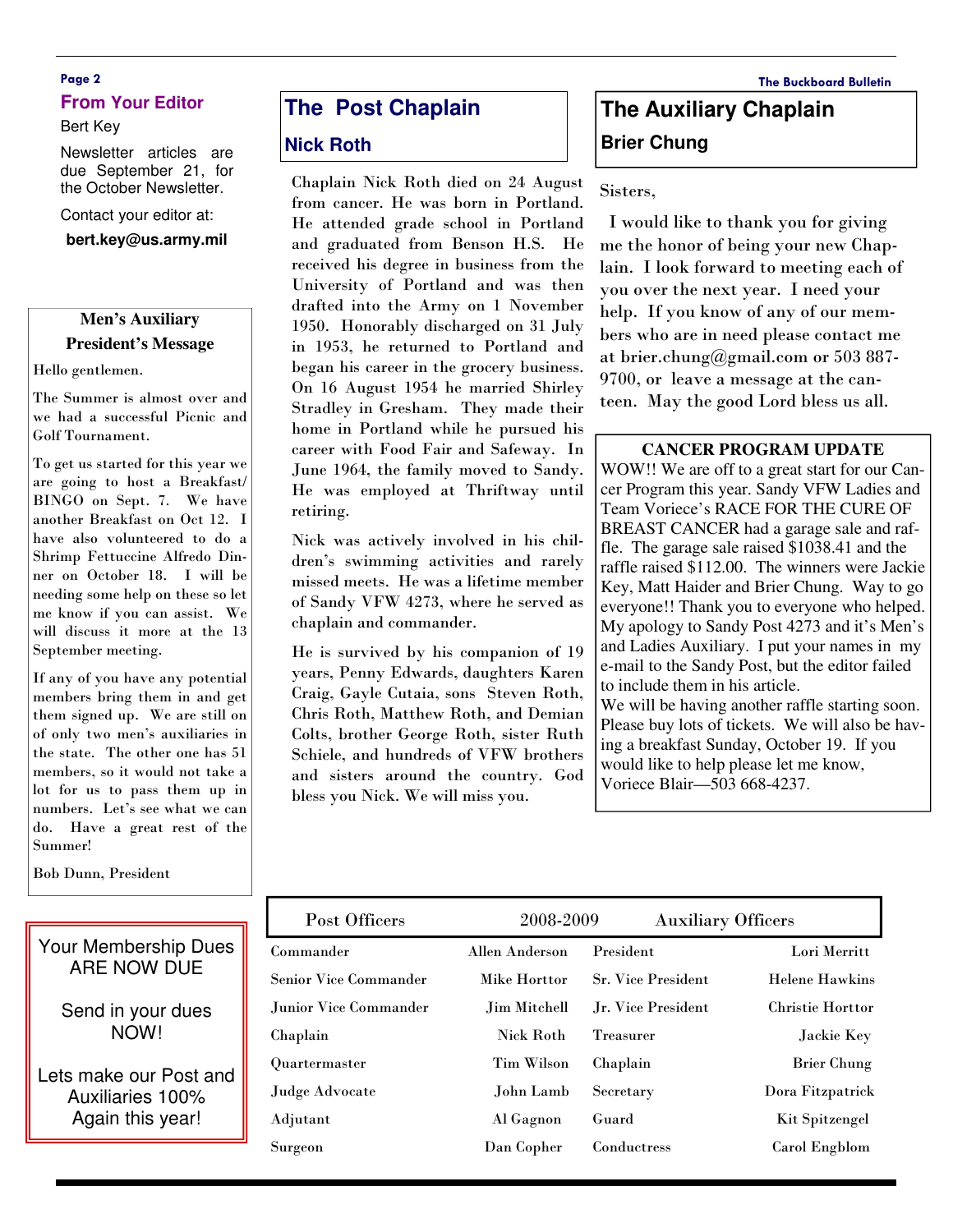## From Your Editor

Bert Key

Newsletter articles are due September 21, for the October Newsletter.

Contact your editor at:

**bert.key@us.army.mil**

### Men's Auxiliary President's Message

Hello gentlemen.

The Summer is almost over and we had a successful Picnic and Golf Tournament.

To get us started for this year we are going to host a Breakfast/ BINGO on Sept. 7. We have another Breakfast on Oct 12. I have also volunteered to do a Shrimp Fettuccine Alfredo Dinner on October 18. I will be needing some help on these so let me know if you can assist. We will discuss it more at the 13 September meeting.

If any of you have any potential members bring them in and get them signed up. We are still on of only two men's auxiliaries in the state. The other one has 51 members, so it would not take a lot for us to pass them up in numbers. Let's see what we can do. Have a great rest of the Summer!

Bob Dunn, President

Your Membership Dues ARE NOW DUE

Send in your dues NOW!

Lets make our Post and Auxiliaries 100% Again this year!

## The Post Chaplain

### Nick Roth

Chaplain Nick Roth died on 24 August from cancer. He was born in Portland. He attended grade school in Portland and graduated from Benson H.S. He received his degree in business from the University of Portland and was then drafted into the Army on 1 November 1950. Honorably discharged on 31 July in 1953, he returned to Portland and began his career in the grocery business. On 16 August 1954 he married Shirley Stradley in Gresham. They made their home in Portland while he pursued his career with Food Fair and Safeway. In June 1964, the family moved to Sandy. He was employed at Thriftway until retiring.

Nick was actively involved in his children's swimming activities and rarely missed meets. He was a lifetime member of Sandy VFW 4273, where he served as chaplain and commander.

He is survived by his companion of 19 years, Penny Edwards, daughters Karen Craig, Gayle Cutaia, sons Steven Roth, Chris Roth, Matthew Roth, and Demian Colts, brother George Roth, sister Ruth Schiele, and hundreds of VFW brothers and sisters around the country. God bless you Nick. We will miss you.

## The Auxiliary Chaplain

### Brier Chung

Sisters,

I would like to thank you for giving me the honor of being your new Chaplain. I look forward to meeting each of you over the next year. I need your help. If you know of any of our members who are in need please contact me at brier.chung@gmail.com or 503 887-9700, or leave a message at the canteen. May the good Lord bless us all.

### CANCER PROGRAM UPDATE

WOW!! We are off to a great start for our Cancer Program this year. Sandy VFW Ladies and Team Voriece's RACE FOR THE CURE OF BREAST CANCER had a garage sale and raffle. The garage sale raised $1038.41 and the raffle raised $112.00. The winners were Jackie Key, Matt Haider and Brier Chung. Way to go everyone!! Thank you to everyone who helped. My apology to Sandy Post 4273 and it's Men's and Ladies Auxiliary. I put your names in my e-mail to the Sandy Post, but the editor failed to include them in his article.

We will be having another raffle starting soon. Please buy lots of tickets. We will also be having a breakfast Sunday, October 19. If you would like to help please let me know, Voriece Blair—503 668-4237.

| Post Officers | 2008-2009 | Auxiliary Officers | |
|---|---|---|---|
| Commander | Allen Anderson | President | Lori Merritt |
| Senior Vice Commander | Mike Horttor | Sr. Vice President | Helene Hawkins |
| Junior Vice Commander | Jim Mitchell | Jr. Vice President | Christie Horttor |
| Chaplain | Nick Roth | Treasurer | Jackie Key |
| Quartermaster | Tim Wilson | Chaplain | Brier Chung |
| Judge Advocate | John Lamb | Secretary | Dora Fitzpatrick |
| Adjutant | Al Gagnon | Guard | Kit Spitzengel |
| Surgeon | Dan Copher | Conductress | Carol Engblom |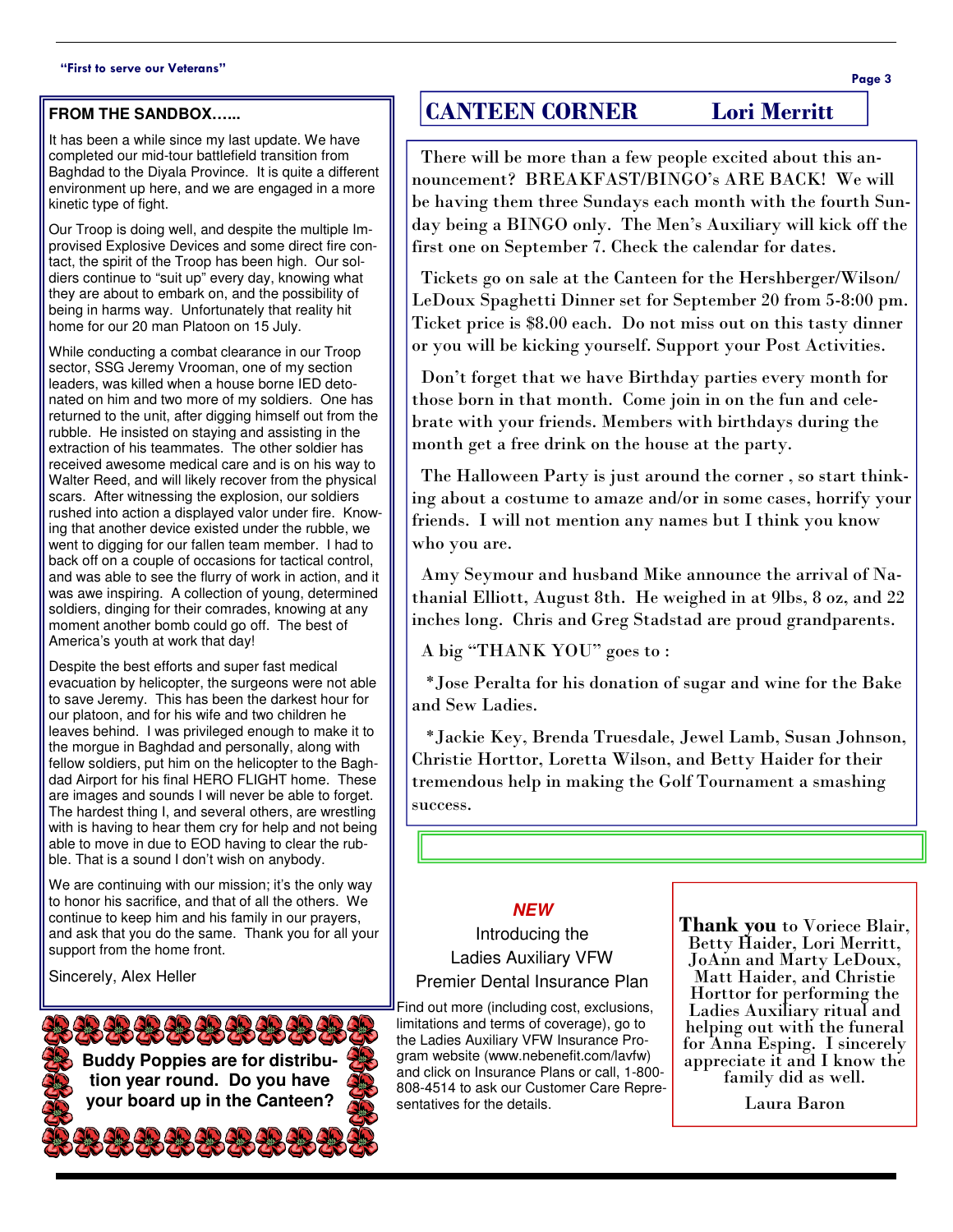## FROM THE SANDBOX……

It has been a while since my last update. We have completed our mid-tour battlefield transition from Baghdad to the Diyala Province. It is quite a different environment up here, and we are engaged in a more kinetic type of fight.

Our Troop is doing well, and despite the multiple Improvised Explosive Devices and some direct fire contact, the spirit of the Troop has been high. Our soldiers continue to "suit up" every day, knowing what they are about to embark on, and the possibility of being in harms way. Unfortunately that reality hit home for our 20 man Platoon on 15 July.

While conducting a combat clearance in our Troop sector, SSG Jeremy Vrooman, one of my section leaders, was killed when a house borne IED detonated on him and two more of my soldiers. One has returned to the unit, after digging himself out from the rubble. He insisted on staying and assisting in the extraction of his teammates. The other soldier has received awesome medical care and is on his way to Walter Reed, and will likely recover from the physical scars. After witnessing the explosion, our soldiers rushed into action a displayed valor under fire. Knowing that another device existed under the rubble, we went to digging for our fallen team member. I had to back off on a couple of occasions for tactical control, and was able to see the flurry of work in action, and it was awe inspiring. A collection of young, determined soldiers, dinging for their comrades, knowing at any moment another bomb could go off. The best of America's youth at work that day!

Despite the best efforts and super fast medical evacuation by helicopter, the surgeons were not able to save Jeremy. This has been the darkest hour for our platoon, and for his wife and two children he leaves behind. I was privileged enough to make it to the morgue in Baghdad and personally, along with fellow soldiers, put him on the helicopter to the Baghdad Airport for his final HERO FLIGHT home. These are images and sounds I will never be able to forget. The hardest thing I, and several others, are wrestling with is having to hear them cry for help and not being able to move in due to EOD having to clear the rubble. That is a sound I don't wish on anybody.

We are continuing with our mission; it's the only way to honor his sacrifice, and that of all the others. We continue to keep him and his family in our prayers, and ask that you do the same. Thank you for all your support from the home front.

Sincerely, Alex Heller

**Buddy Poppies are for distribution year round. Do you have your board up in the Canteen?**

## CANTEEN CORNER — Lori Merritt

There will be more than a few people excited about this announcement? BREAKFAST/BINGO's ARE BACK! We will be having them three Sundays each month with the fourth Sunday being a BINGO only. The Men's Auxiliary will kick off the first one on September 7. Check the calendar for dates.

Tickets go on sale at the Canteen for the Hershberger/Wilson/LeDoux Spaghetti Dinner set for September 20 from 5-8:00 pm. Ticket price is $8.00 each. Do not miss out on this tasty dinner or you will be kicking yourself. Support your Post Activities.

Don't forget that we have Birthday parties every month for those born in that month. Come join in on the fun and celebrate with your friends. Members with birthdays during the month get a free drink on the house at the party.

The Halloween Party is just around the corner , so start thinking about a costume to amaze and/or in some cases, horrify your friends. I will not mention any names but I think you know who you are.

Amy Seymour and husband Mike announce the arrival of Nathanial Elliott, August 8th. He weighed in at 9lbs, 8 oz, and 22 inches long. Chris and Greg Stadstad are proud grandparents.

A big "THANK YOU" goes to :

*Jose Peralta for his donation of sugar and wine for the Bake and Sew Ladies.

*Jackie Key, Brenda Truesdale, Jewel Lamb, Susan Johnson, Christie Horttor, Loretta Wilson, and Betty Haider for their tremendous help in making the Golf Tournament a smashing success.

***NEW***

Introducing the
Ladies Auxiliary VFW
Premier Dental Insurance Plan

Find out more (including cost, exclusions, limitations and terms of coverage), go to the Ladies Auxiliary VFW Insurance Program website (www.nebenefit.com/lavfw) and click on Insurance Plans or call, 1-800-808-4514 to ask our Customer Care Representatives for the details.

**Thank you** to Voriece Blair, Betty Haider, Lori Merritt, JoAnn and Marty LeDoux, Matt Haider, and Christie Horttor for performing the Ladies Auxiliary ritual and helping out with the funeral for Anna Esping. I sincerely appreciate it and I know the family did as well.

Laura Baron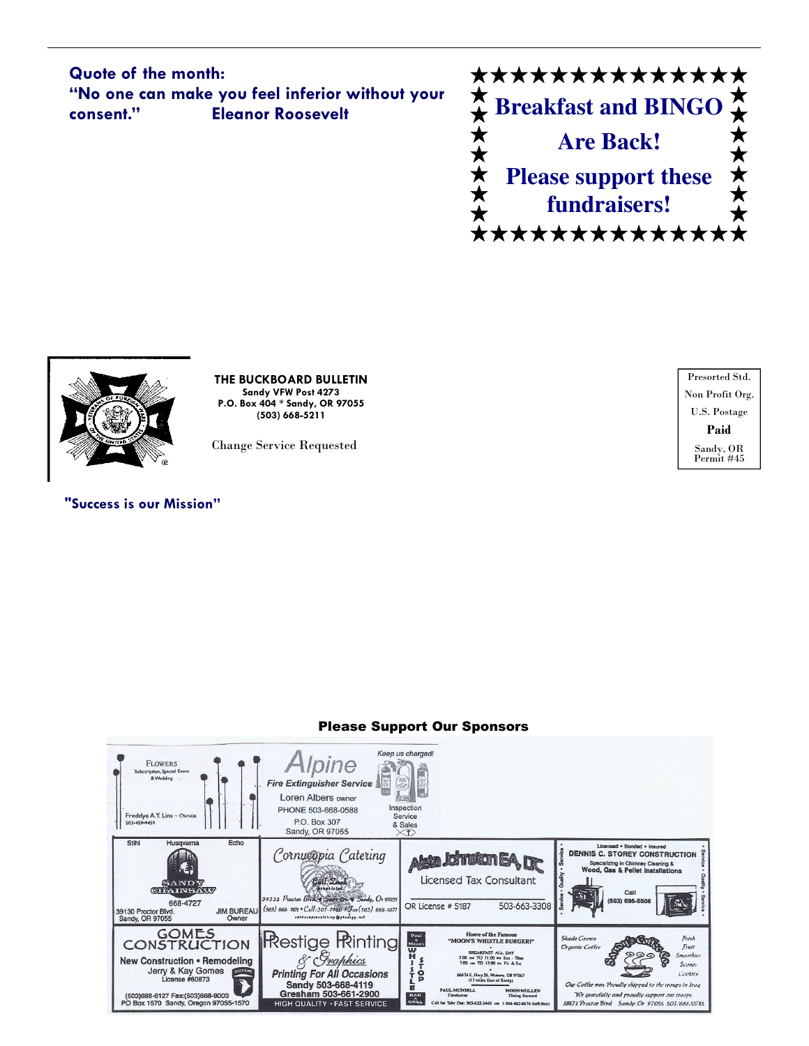**Quote of the month:**
**"No one can make you feel inferior without your consent."** **Eleanor Roosevelt**

★★★★★★★★★★★★★★★

**Breakfast and BINGO**

**Are Back!**

**Please support these fundraisers!**

★★★★★★★★★★★★★★★

**THE BUCKBOARD BULLETIN**
**Sandy VFW Post 4273**
**P.O. Box 404 * Sandy, OR 97055**
**(503) 668-5211**

Change Service Requested

Presorted Std.
Non Profit Org.
U.S. Postage
**Paid**
Sandy, OR
Permit #45

**"Success is our Mission"**

## Please Support Our Sponsors

FLOWERS
Subscription, Special Events & Wedding
Freddye A.Y. Lins ~ OWNER
503-459-9459

Alpine
Fire Extinguisher Service
Keep us charged!
Loren Albers owner
PHONE 503-668-0588
P.O. Box 307
Sandy, OR 97055
Inspection Service & Sales

Stihl Husqvarna Echo
SANDY CHAINSAW
668-4727
39130 Proctor Blvd.
Sandy, OR 97055
JIM BUREAU Owner

Cornucopia Catering
Gail Zenk proprietor
39332 Proctor Blvd. Sandy, Or 97055
(503) 668-9171 • Cell:307-7980 • Fax(503) 668-1077
cornucopiacatering@ptadigy.net

Aleta Johnston EA, LLC
Licensed Tax Consultant
OR License # 5187 503-663-3308

Licensed • Bonded • Insured
DENNIS C. STOREY CONSTRUCTION
Specializing in Chimney Cleaning & Wood, Gas & Pellet Installations
Call
(503) 695-5506
Service • Quality • Service

GOMES CONSTRUCTION
New Construction • Remodeling
Jerry & Kay Gomes
License #60873
(503)668-6127 Fax:(503)668-9003
PO Box 1570 Sandy, Oregon 97055-1570

Prestige Printing & Graphics
Printing For All Occasions
Sandy 503-668-4119
Gresham 503-661-2900
HIGH QUALITY • FAST SERVICE

Paul & Moon's
WHISTLE STOP
BAR & GRILL
Home of the Famous
"MOON'S WHISTLE BURGER!"
BREAKFAST ALL DAY
7:00 AM TO 11:00 PM Sun. - Thur.
7:00 AM TO 12:00 PM Fri. & Sat.
66674 E. Hwy 26, Welches, OR 97067
(13 miles East of Sandy)
PAUL MUNSELL Conductor
MOONMULLEN Dining Steward
Call for Take Out: 503-622-3440 OR 1-866-662-4674 (toll-free)

Sandy's Coffee Co.
Shade Grown Organic Coffee
Fresh Fruit Smoothies Scones Cookies
Our Coffee was Proudly shipped to the troops in Iraq
We gratefully and proudly support our troops
38871 Proctor Blvd Sandy, Or 97055 503/668/0785